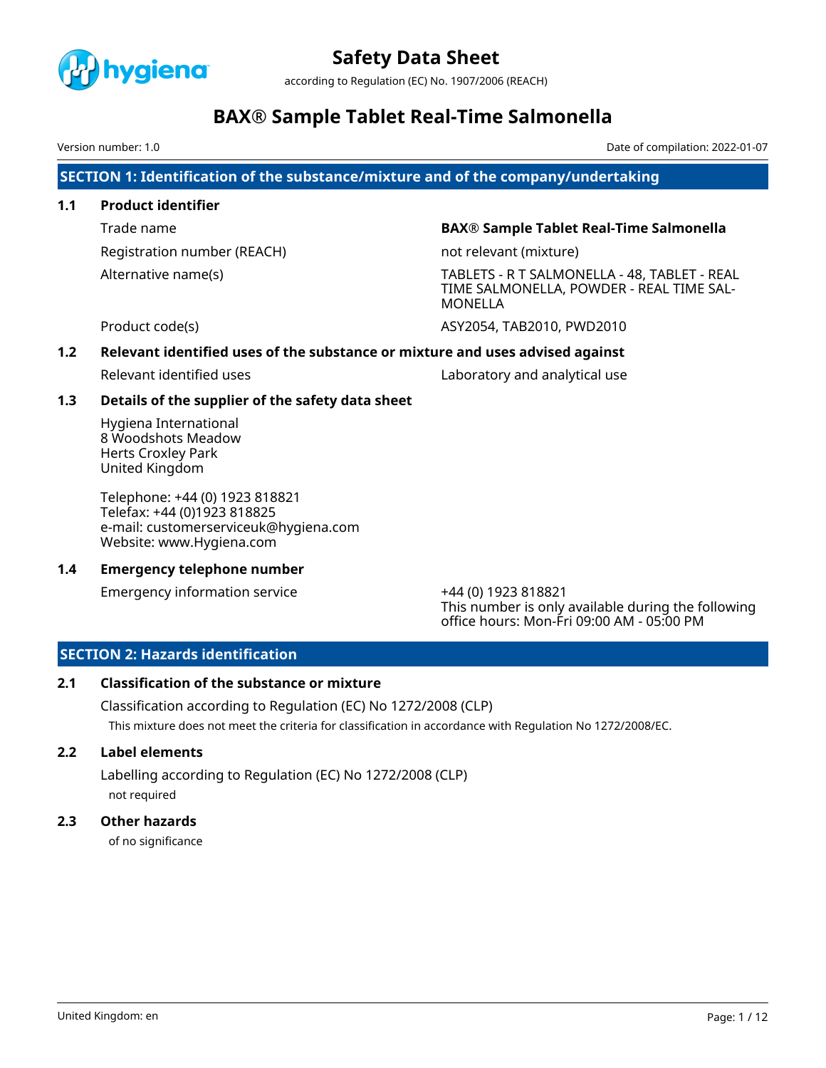# Safety Data Sheet

according to Regulation (EC) No. 1907/2006 (REACH)

# BAX® Sample Tablet Real-Time Salmonella

Version number: 1.0

Date of compilation: 2022-01-07

## SECTION 1: Identification of the substance/mixture and of the company/undertaking

### 1.1 Product identifier

| | |
|---|---|
| Trade name | **BAX® Sample Tablet Real-Time Salmonella** |
| Registration number (REACH) | not relevant (mixture) |
| Alternative name(s) | TABLETS - R T SALMONELLA - 48, TABLET - REAL TIME SALMONELLA, POWDER - REAL TIME SALMONELLA |
| Product code(s) | ASY2054, TAB2010, PWD2010 |

### 1.2 Relevant identified uses of the substance or mixture and uses advised against

| | |
|---|---|
| Relevant identified uses | Laboratory and analytical use |

### 1.3 Details of the supplier of the safety data sheet

Hygiena International
8 Woodshots Meadow
Herts Croxley Park
United Kingdom

Telephone: +44 (0) 1923 818821
Telefax: +44 (0)1923 818825
e-mail: customerserviceuk@hygiena.com
Website: www.Hygiena.com

### 1.4 Emergency telephone number

| | |
|---|---|
| Emergency information service | +44 (0) 1923 818821<br>This number is only available during the following office hours: Mon-Fri 09:00 AM - 05:00 PM |

## SECTION 2: Hazards identification

### 2.1 Classification of the substance or mixture

Classification according to Regulation (EC) No 1272/2008 (CLP)

This mixture does not meet the criteria for classification in accordance with Regulation No 1272/2008/EC.

### 2.2 Label elements

Labelling according to Regulation (EC) No 1272/2008 (CLP)

not required

### 2.3 Other hazards

of no significance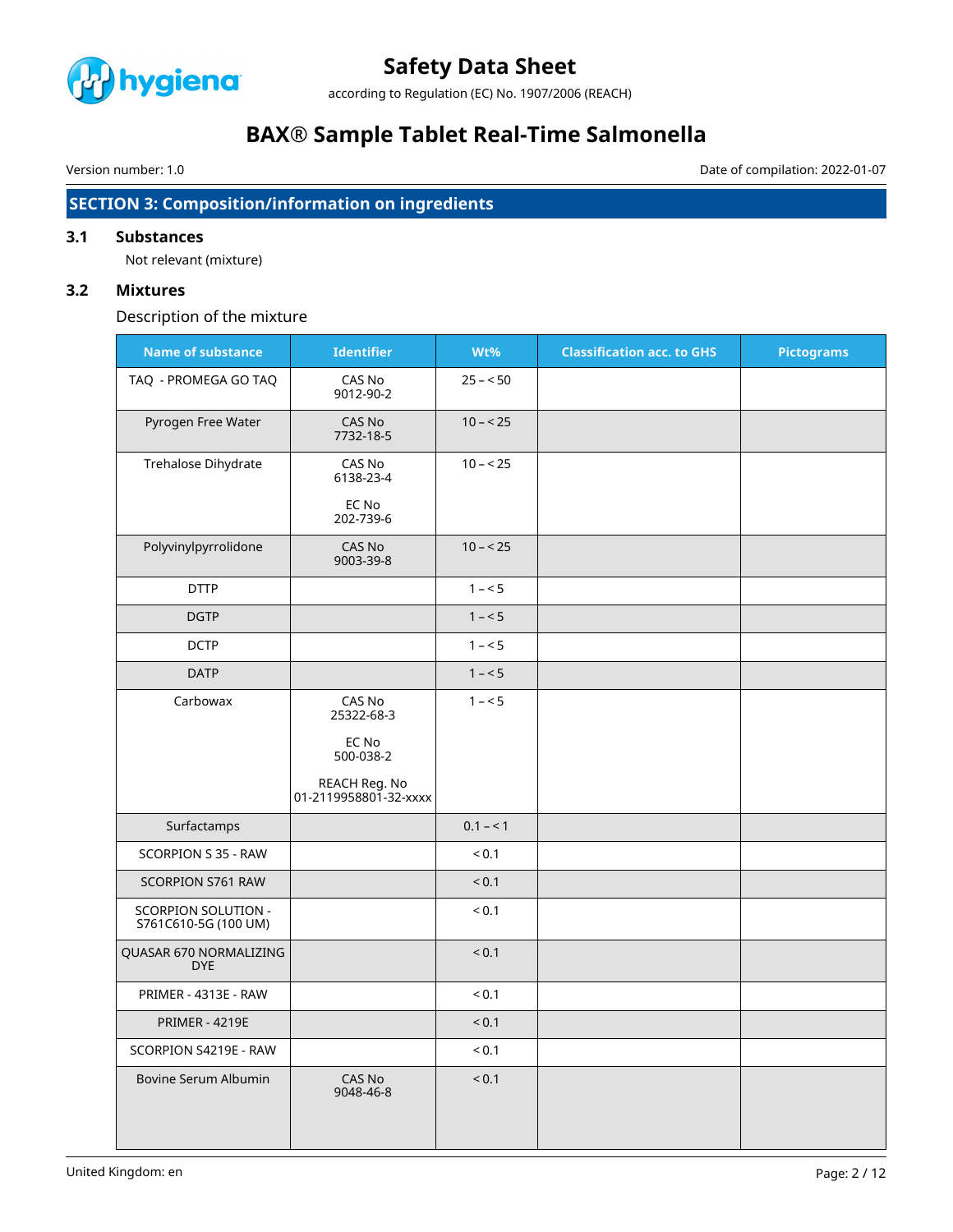## SECTION 3: Composition/information on ingredients

### 3.1 Substances

Not relevant (mixture)

### 3.2 Mixtures

Description of the mixture

| Name of substance | Identifier | Wt% | Classification acc. to GHS | Pictograms |
|---|---|---|---|---|
| TAQ - PROMEGA GO TAQ | CAS No 9012-90-2 | 25 – < 50 | | |
| Pyrogen Free Water | CAS No 7732-18-5 | 10 – < 25 | | |
| Trehalose Dihydrate | CAS No 6138-23-4<br><br>EC No 202-739-6 | 10 – < 25 | | |
| Polyvinylpyrrolidone | CAS No 9003-39-8 | 10 – < 25 | | |
| DTTP | | 1 – < 5 | | |
| DGTP | | 1 – < 5 | | |
| DCTP | | 1 – < 5 | | |
| DATP | | 1 – < 5 | | |
| Carbowax | CAS No 25322-68-3<br><br>EC No 500-038-2<br><br>REACH Reg. No 01-2119958801-32-xxxx | 1 – < 5 | | |
| Surfactamps | | 0.1 – < 1 | | |
| SCORPION S 35 - RAW | | < 0.1 | | |
| SCORPION S761 RAW | | < 0.1 | | |
| SCORPION SOLUTION - S761C610-5G (100 UM) | | < 0.1 | | |
| QUASAR 670 NORMALIZING DYE | | < 0.1 | | |
| PRIMER - 4313E - RAW | | < 0.1 | | |
| PRIMER - 4219E | | < 0.1 | | |
| SCORPION S4219E - RAW | | < 0.1 | | |
| Bovine Serum Albumin | CAS No 9048-46-8 | < 0.1 | | |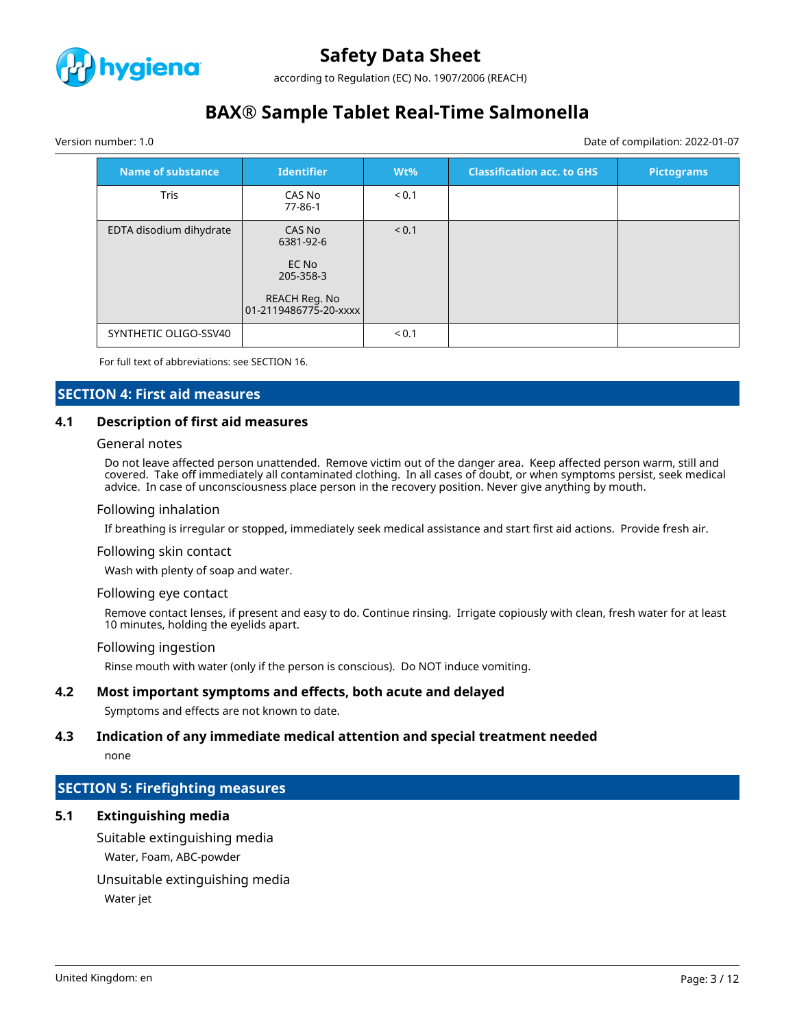| Name of substance | Identifier | Wt% | Classification acc. to GHS | Pictograms |
|---|---|---|---|---|
| Tris | CAS No<br>77-86-1 | < 0.1 | | |
| EDTA disodium dihydrate | CAS No<br>6381-92-6<br><br>EC No<br>205-358-3<br><br>REACH Reg. No<br>01-2119486775-20-xxxx | < 0.1 | | |
| SYNTHETIC OLIGO-SSV40 | | < 0.1 | | |

For full text of abbreviations: see SECTION 16.

## SECTION 4: First aid measures

### 4.1 Description of first aid measures

#### General notes

Do not leave affected person unattended. Remove victim out of the danger area. Keep affected person warm, still and covered. Take off immediately all contaminated clothing. In all cases of doubt, or when symptoms persist, seek medical advice. In case of unconsciousness place person in the recovery position. Never give anything by mouth.

#### Following inhalation

If breathing is irregular or stopped, immediately seek medical assistance and start first aid actions. Provide fresh air.

#### Following skin contact

Wash with plenty of soap and water.

#### Following eye contact

Remove contact lenses, if present and easy to do. Continue rinsing. Irrigate copiously with clean, fresh water for at least 10 minutes, holding the eyelids apart.

#### Following ingestion

Rinse mouth with water (only if the person is conscious). Do NOT induce vomiting.

### 4.2 Most important symptoms and effects, both acute and delayed

Symptoms and effects are not known to date.

### 4.3 Indication of any immediate medical attention and special treatment needed

none

## SECTION 5: Firefighting measures

### 5.1 Extinguishing media

#### Suitable extinguishing media

Water, Foam, ABC-powder

#### Unsuitable extinguishing media

Water jet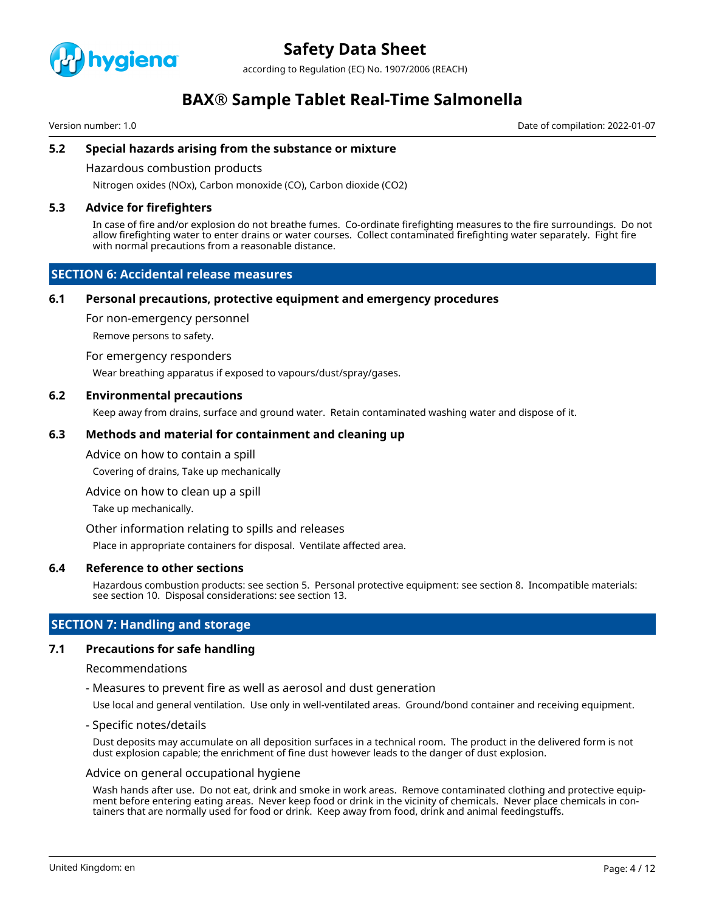### 5.2 Special hazards arising from the substance or mixture

Hazardous combustion products

Nitrogen oxides (NOx), Carbon monoxide (CO), Carbon dioxide ($CO_2$)

### 5.3 Advice for firefighters

In case of fire and/or explosion do not breathe fumes. Co-ordinate firefighting measures to the fire surroundings. Do not allow firefighting water to enter drains or water courses. Collect contaminated firefighting water separately. Fight fire with normal precautions from a reasonable distance.

## SECTION 6: Accidental release measures

### 6.1 Personal precautions, protective equipment and emergency procedures

For non-emergency personnel

Remove persons to safety.

For emergency responders

Wear breathing apparatus if exposed to vapours/dust/spray/gases.

### 6.2 Environmental precautions

Keep away from drains, surface and ground water. Retain contaminated washing water and dispose of it.

### 6.3 Methods and material for containment and cleaning up

Advice on how to contain a spill

Covering of drains, Take up mechanically

Advice on how to clean up a spill

Take up mechanically.

Other information relating to spills and releases

Place in appropriate containers for disposal. Ventilate affected area.

### 6.4 Reference to other sections

Hazardous combustion products: see section 5. Personal protective equipment: see section 8. Incompatible materials: see section 10. Disposal considerations: see section 13.

## SECTION 7: Handling and storage

### 7.1 Precautions for safe handling

Recommendations

- Measures to prevent fire as well as aerosol and dust generation

Use local and general ventilation. Use only in well-ventilated areas. Ground/bond container and receiving equipment.

- Specific notes/details

Dust deposits may accumulate on all deposition surfaces in a technical room. The product in the delivered form is not dust explosion capable; the enrichment of fine dust however leads to the danger of dust explosion.

Advice on general occupational hygiene

Wash hands after use. Do not eat, drink and smoke in work areas. Remove contaminated clothing and protective equipment before entering eating areas. Never keep food or drink in the vicinity of chemicals. Never place chemicals in containers that are normally used for food or drink. Keep away from food, drink and animal feedingstuffs.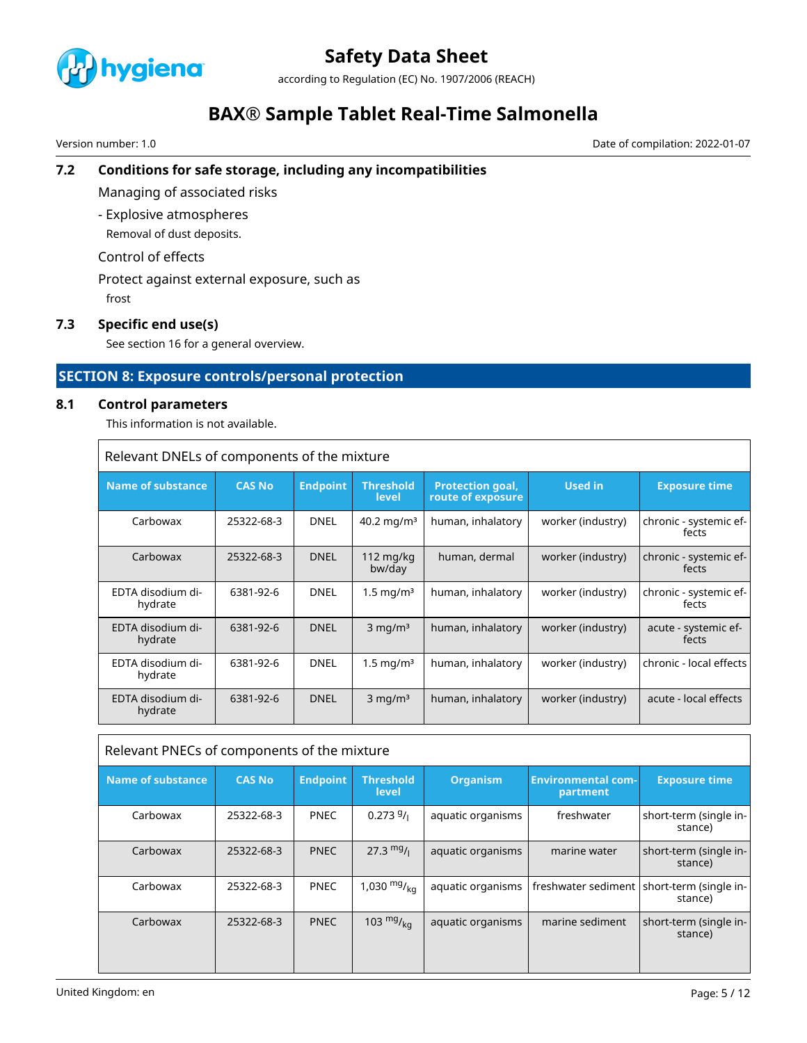### 7.2 Conditions for safe storage, including any incompatibilities

Managing of associated risks

- Explosive atmospheres

Removal of dust deposits.

Control of effects

Protect against external exposure, such as

frost

### 7.3 Specific end use(s)

See section 16 for a general overview.

## SECTION 8: Exposure controls/personal protection

### 8.1 Control parameters

This information is not available.

Relevant DNELs of components of the mixture

| Name of substance | CAS No | Endpoint | Threshold level | Protection goal, route of exposure | Used in | Exposure time |
|---|---|---|---|---|---|---|
| Carbowax | 25322-68-3 | DNEL | 40.2 mg/m³ | human, inhalatory | worker (industry) | chronic - systemic effects |
| Carbowax | 25322-68-3 | DNEL | 112 mg/kg bw/day | human, dermal | worker (industry) | chronic - systemic effects |
| EDTA disodium dihydrate | 6381-92-6 | DNEL | 1.5 mg/m³ | human, inhalatory | worker (industry) | chronic - systemic effects |
| EDTA disodium dihydrate | 6381-92-6 | DNEL | 3 mg/m³ | human, inhalatory | worker (industry) | acute - systemic effects |
| EDTA disodium dihydrate | 6381-92-6 | DNEL | 1.5 mg/m³ | human, inhalatory | worker (industry) | chronic - local effects |
| EDTA disodium dihydrate | 6381-92-6 | DNEL | 3 mg/m³ | human, inhalatory | worker (industry) | acute - local effects |

Relevant PNECs of components of the mixture

| Name of substance | CAS No | Endpoint | Threshold level | Organism | Environmental compartment | Exposure time |
|---|---|---|---|---|---|---|
| Carbowax | 25322-68-3 | PNEC | 0.273 g/l | aquatic organisms | freshwater | short-term (single instance) |
| Carbowax | 25322-68-3 | PNEC | 27.3 mg/l | aquatic organisms | marine water | short-term (single instance) |
| Carbowax | 25322-68-3 | PNEC | 1,030 mg/kg | aquatic organisms | freshwater sediment | short-term (single instance) |
| Carbowax | 25322-68-3 | PNEC | 103 mg/kg | aquatic organisms | marine sediment | short-term (single instance) |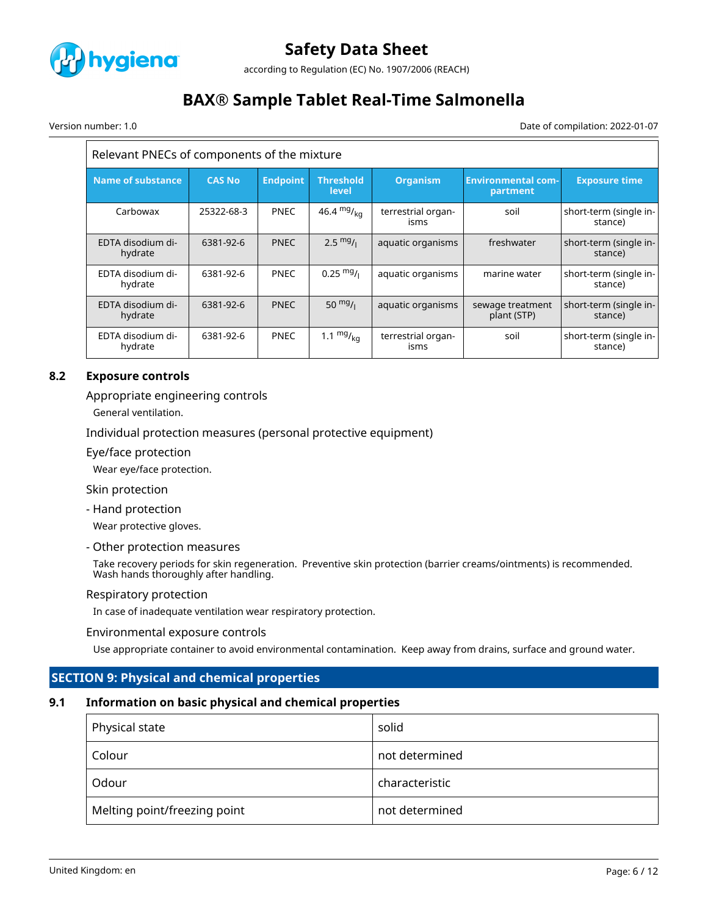| Relevant PNECs of components of the mixture | | | | | | |
|---|---|---|---|---|---|---|
| **Name of substance** | **CAS No** | **Endpoint** | **Threshold level** | **Organism** | **Environmental compartment** | **Exposure time** |
| Carbowax | 25322-68-3 | PNEC | 46.4 $^{mg}/_{kg}$ | terrestrial organisms | soil | short-term (single instance) |
| EDTA disodium dihydrate | 6381-92-6 | PNEC | 2.5 $^{mg}/_{l}$ | aquatic organisms | freshwater | short-term (single instance) |
| EDTA disodium dihydrate | 6381-92-6 | PNEC | 0.25 $^{mg}/_{l}$ | aquatic organisms | marine water | short-term (single instance) |
| EDTA disodium dihydrate | 6381-92-6 | PNEC | 50 $^{mg}/_{l}$ | aquatic organisms | sewage treatment plant (STP) | short-term (single instance) |
| EDTA disodium dihydrate | 6381-92-6 | PNEC | 1.1 $^{mg}/_{kg}$ | terrestrial organisms | soil | short-term (single instance) |

### 8.2 Exposure controls

Appropriate engineering controls

General ventilation.

Individual protection measures (personal protective equipment)

Eye/face protection

Wear eye/face protection.

Skin protection

- Hand protection

Wear protective gloves.

- Other protection measures

Take recovery periods for skin regeneration. Preventive skin protection (barrier creams/ointments) is recommended. Wash hands thoroughly after handling.

Respiratory protection

In case of inadequate ventilation wear respiratory protection.

Environmental exposure controls

Use appropriate container to avoid environmental contamination. Keep away from drains, surface and ground water.

## SECTION 9: Physical and chemical properties

### 9.1 Information on basic physical and chemical properties

| | |
|---|---|
| Physical state | solid |
| Colour | not determined |
| Odour | characteristic |
| Melting point/freezing point | not determined |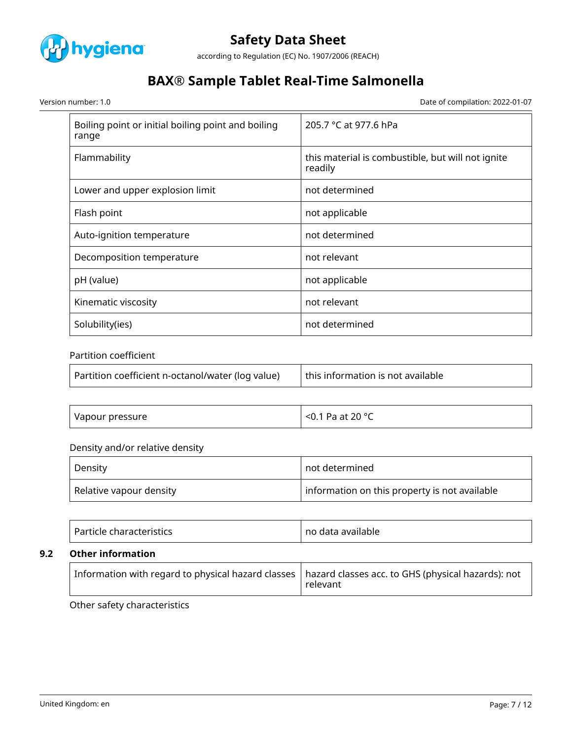| | |
|---|---|
| Boiling point or initial boiling point and boiling range | 205.7 °C at 977.6 hPa |
| Flammability | this material is combustible, but will not ignite readily |
| Lower and upper explosion limit | not determined |
| Flash point | not applicable |
| Auto-ignition temperature | not determined |
| Decomposition temperature | not relevant |
| pH (value) | not applicable |
| Kinematic viscosity | not relevant |
| Solubility(ies) | not determined |

Partition coefficient

| | |
|---|---|
| Partition coefficient n-octanol/water (log value) | this information is not available |

| | |
|---|---|
| Vapour pressure | <0.1 Pa at 20 °C |

Density and/or relative density

| | |
|---|---|
| Density | not determined |
| Relative vapour density | information on this property is not available |

| | |
|---|---|
| Particle characteristics | no data available |

### 9.2 Other information

| | |
|---|---|
| Information with regard to physical hazard classes | hazard classes acc. to GHS (physical hazards): not relevant |

Other safety characteristics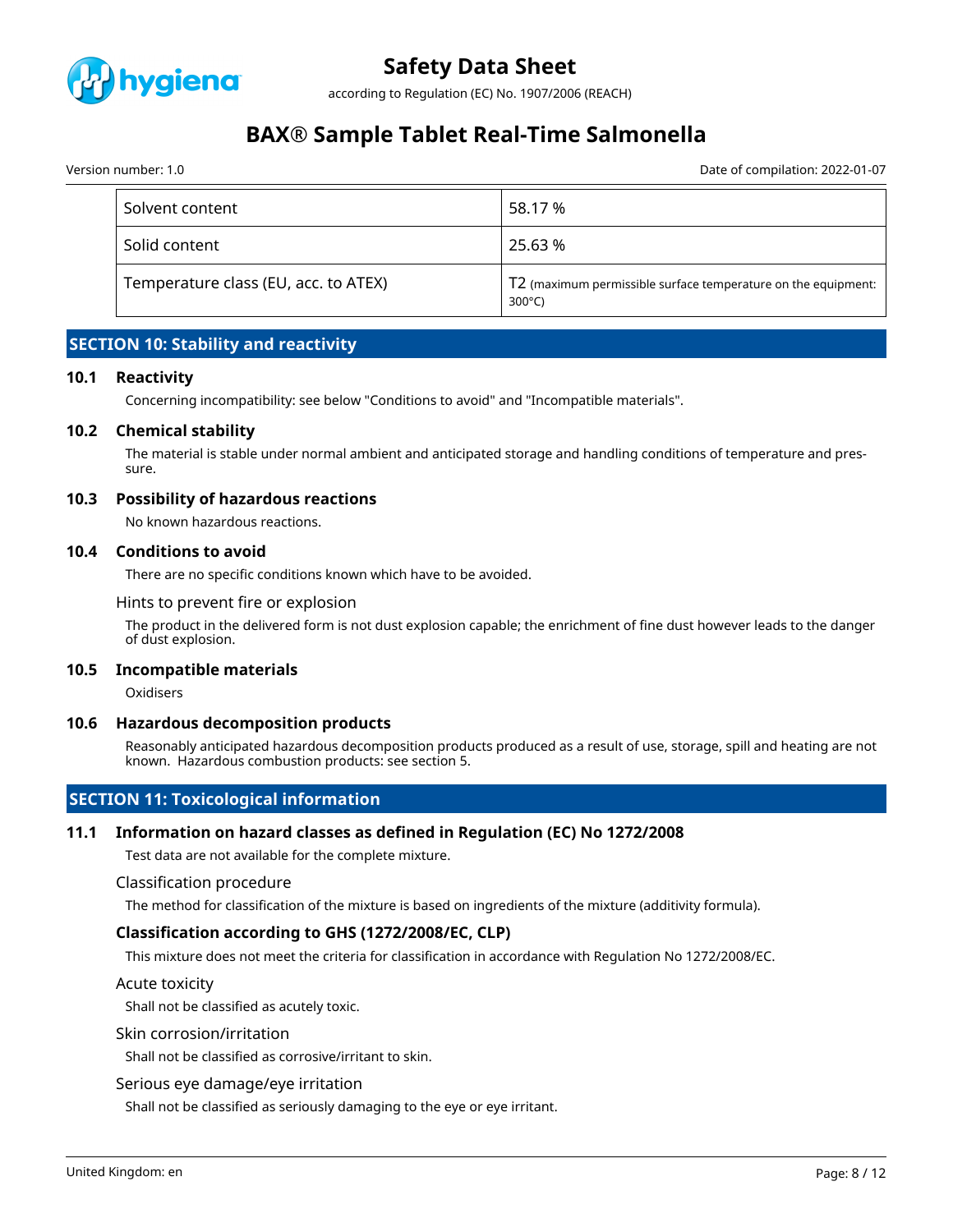| | |
|---|---|
| Solvent content | 58.17 % |
| Solid content | 25.63 % |
| Temperature class (EU, acc. to ATEX) | T2 (maximum permissible surface temperature on the equipment: 300°C) |

## SECTION 10: Stability and reactivity

### 10.1 Reactivity

Concerning incompatibility: see below "Conditions to avoid" and "Incompatible materials".

### 10.2 Chemical stability

The material is stable under normal ambient and anticipated storage and handling conditions of temperature and pressure.

### 10.3 Possibility of hazardous reactions

No known hazardous reactions.

### 10.4 Conditions to avoid

There are no specific conditions known which have to be avoided.

Hints to prevent fire or explosion

The product in the delivered form is not dust explosion capable; the enrichment of fine dust however leads to the danger of dust explosion.

### 10.5 Incompatible materials

Oxidisers

### 10.6 Hazardous decomposition products

Reasonably anticipated hazardous decomposition products produced as a result of use, storage, spill and heating are not known. Hazardous combustion products: see section 5.

## SECTION 11: Toxicological information

### 11.1 Information on hazard classes as defined in Regulation (EC) No 1272/2008

Test data are not available for the complete mixture.

Classification procedure

The method for classification of the mixture is based on ingredients of the mixture (additivity formula).

**Classification according to GHS (1272/2008/EC, CLP)**

This mixture does not meet the criteria for classification in accordance with Regulation No 1272/2008/EC.

Acute toxicity

Shall not be classified as acutely toxic.

Skin corrosion/irritation

Shall not be classified as corrosive/irritant to skin.

Serious eye damage/eye irritation

Shall not be classified as seriously damaging to the eye or eye irritant.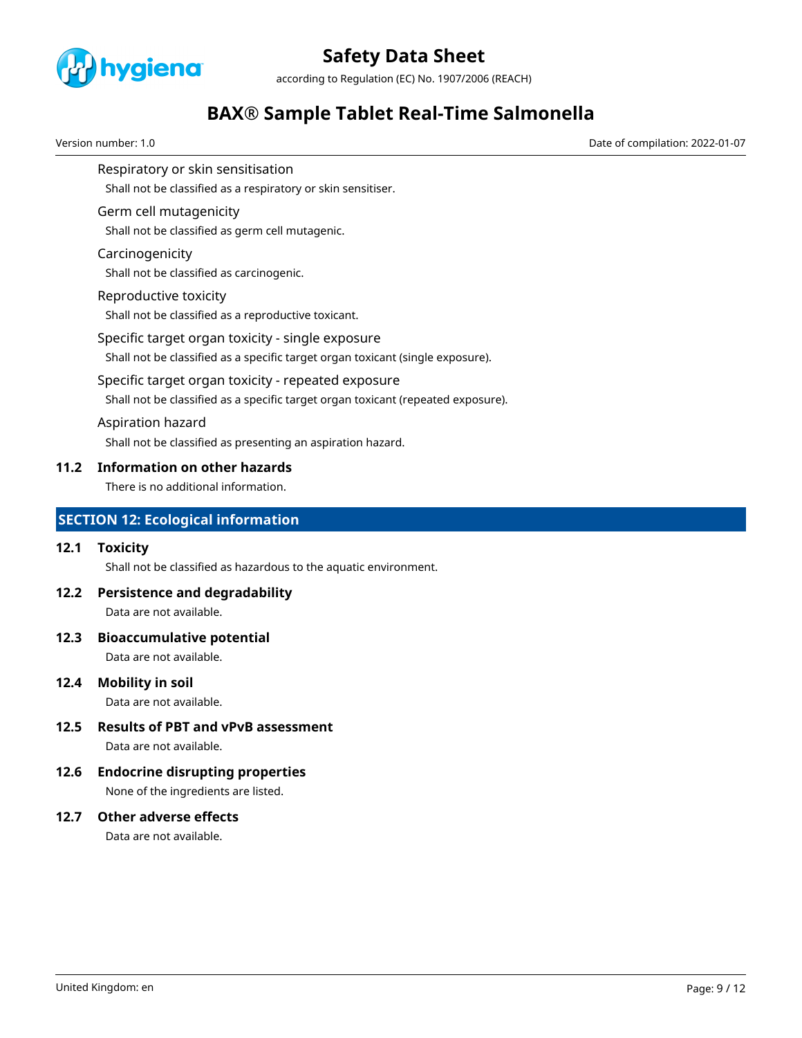Respiratory or skin sensitisation

Shall not be classified as a respiratory or skin sensitiser.

Germ cell mutagenicity

Shall not be classified as germ cell mutagenic.

Carcinogenicity

Shall not be classified as carcinogenic.

Reproductive toxicity

Shall not be classified as a reproductive toxicant.

Specific target organ toxicity - single exposure

Shall not be classified as a specific target organ toxicant (single exposure).

Specific target organ toxicity - repeated exposure

Shall not be classified as a specific target organ toxicant (repeated exposure).

Aspiration hazard

Shall not be classified as presenting an aspiration hazard.

### 11.2 Information on other hazards

There is no additional information.

## SECTION 12: Ecological information

### 12.1 Toxicity

Shall not be classified as hazardous to the aquatic environment.

### 12.2 Persistence and degradability

Data are not available.

### 12.3 Bioaccumulative potential

Data are not available.

### 12.4 Mobility in soil

Data are not available.

### 12.5 Results of PBT and vPvB assessment

Data are not available.

### 12.6 Endocrine disrupting properties

None of the ingredients are listed.

### 12.7 Other adverse effects

Data are not available.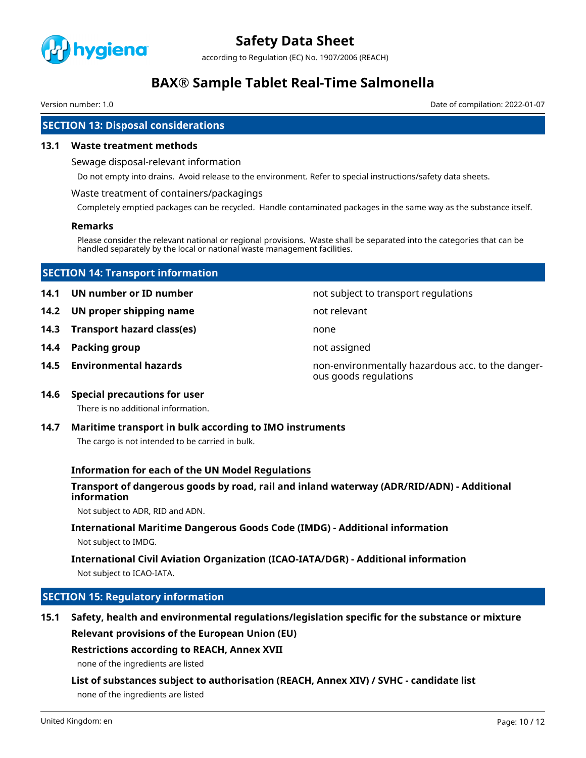## SECTION 13: Disposal considerations

### 13.1 Waste treatment methods

Sewage disposal-relevant information

Do not empty into drains. Avoid release to the environment. Refer to special instructions/safety data sheets.

Waste treatment of containers/packagings

Completely emptied packages can be recycled. Handle contaminated packages in the same way as the substance itself.

**Remarks**

Please consider the relevant national or regional provisions. Waste shall be separated into the categories that can be handled separately by the local or national waste management facilities.

## SECTION 14: Transport information

| | | |
|---|---|---|
| **14.1** | **UN number or ID number** | not subject to transport regulations |
| **14.2** | **UN proper shipping name** | not relevant |
| **14.3** | **Transport hazard class(es)** | none |
| **14.4** | **Packing group** | not assigned |
| **14.5** | **Environmental hazards** | non-environmentally hazardous acc. to the dangerous goods regulations |

### 14.6 Special precautions for user

There is no additional information.

### 14.7 Maritime transport in bulk according to IMO instruments

The cargo is not intended to be carried in bulk.

**Information for each of the UN Model Regulations**

**Transport of dangerous goods by road, rail and inland waterway (ADR/RID/ADN) - Additional information**

Not subject to ADR, RID and ADN.

**International Maritime Dangerous Goods Code (IMDG) - Additional information**

Not subject to IMDG.

**International Civil Aviation Organization (ICAO-IATA/DGR) - Additional information**

Not subject to ICAO-IATA.

## SECTION 15: Regulatory information

### 15.1 Safety, health and environmental regulations/legislation specific for the substance or mixture

**Relevant provisions of the European Union (EU)**

**Restrictions according to REACH, Annex XVII**

none of the ingredients are listed

**List of substances subject to authorisation (REACH, Annex XIV) / SVHC - candidate list**

none of the ingredients are listed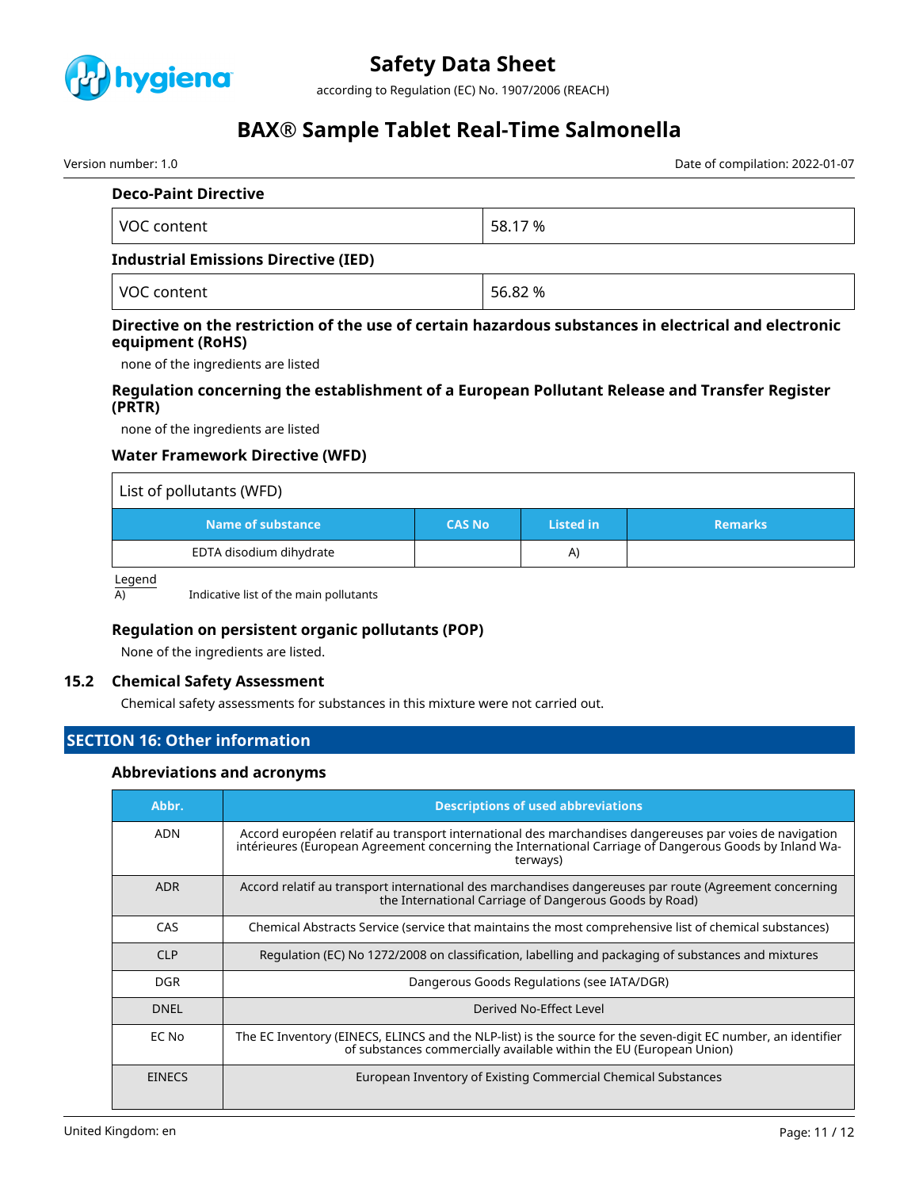### Deco-Paint Directive

| VOC content | 58.17 % |
|---|---|

### Industrial Emissions Directive (IED)

| VOC content | 56.82 % |
|---|---|

### Directive on the restriction of the use of certain hazardous substances in electrical and electronic equipment (RoHS)

none of the ingredients are listed

### Regulation concerning the establishment of a European Pollutant Release and Transfer Register (PRTR)

none of the ingredients are listed

### Water Framework Directive (WFD)

List of pollutants (WFD)

| Name of substance | CAS No | Listed in | Remarks |
|---|---|---|---|
| EDTA disodium dihydrate | | A) | |

Legend

A) Indicative list of the main pollutants

### Regulation on persistent organic pollutants (POP)

None of the ingredients are listed.

## 15.2 Chemical Safety Assessment

Chemical safety assessments for substances in this mixture were not carried out.

## SECTION 16: Other information

### Abbreviations and acronyms

| Abbr. | Descriptions of used abbreviations |
|---|---|
| ADN | Accord européen relatif au transport international des marchandises dangereuses par voies de navigation intérieures (European Agreement concerning the International Carriage of Dangerous Goods by Inland Waterways) |
| ADR | Accord relatif au transport international des marchandises dangereuses par route (Agreement concerning the International Carriage of Dangerous Goods by Road) |
| CAS | Chemical Abstracts Service (service that maintains the most comprehensive list of chemical substances) |
| CLP | Regulation (EC) No 1272/2008 on classification, labelling and packaging of substances and mixtures |
| DGR | Dangerous Goods Regulations (see IATA/DGR) |
| DNEL | Derived No-Effect Level |
| EC No | The EC Inventory (EINECS, ELINCS and the NLP-list) is the source for the seven-digit EC number, an identifier of substances commercially available within the EU (European Union) |
| EINECS | European Inventory of Existing Commercial Chemical Substances |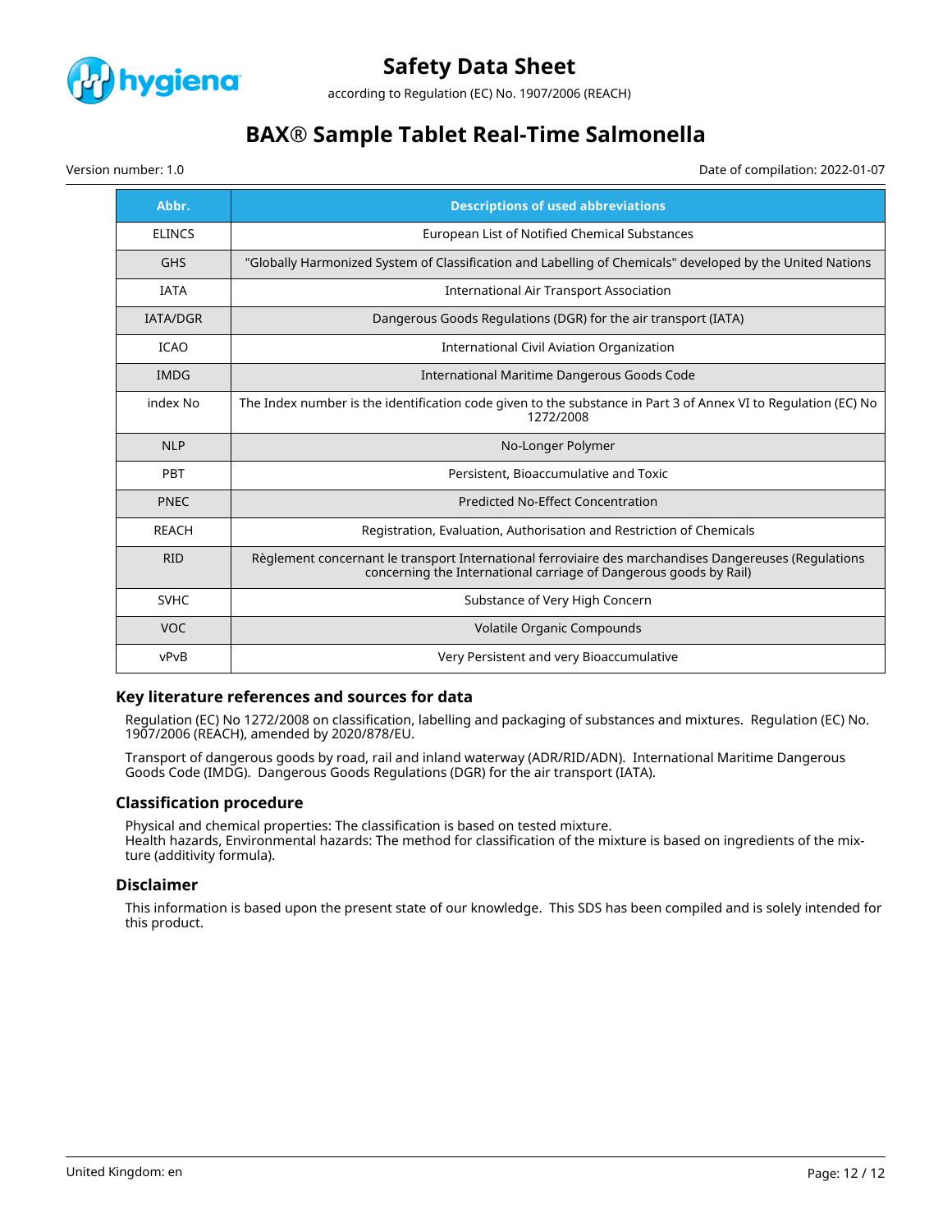| Abbr. | Descriptions of used abbreviations |
|---|---|
| ELINCS | European List of Notified Chemical Substances |
| GHS | "Globally Harmonized System of Classification and Labelling of Chemicals" developed by the United Nations |
| IATA | International Air Transport Association |
| IATA/DGR | Dangerous Goods Regulations (DGR) for the air transport (IATA) |
| ICAO | International Civil Aviation Organization |
| IMDG | International Maritime Dangerous Goods Code |
| index No | The Index number is the identification code given to the substance in Part 3 of Annex VI to Regulation (EC) No 1272/2008 |
| NLP | No-Longer Polymer |
| PBT | Persistent, Bioaccumulative and Toxic |
| PNEC | Predicted No-Effect Concentration |
| REACH | Registration, Evaluation, Authorisation and Restriction of Chemicals |
| RID | Règlement concernant le transport International ferroviaire des marchandises Dangereuses (Regulations concerning the International carriage of Dangerous goods by Rail) |
| SVHC | Substance of Very High Concern |
| VOC | Volatile Organic Compounds |
| vPvB | Very Persistent and very Bioaccumulative |

### Key literature references and sources for data

Regulation (EC) No 1272/2008 on classification, labelling and packaging of substances and mixtures. Regulation (EC) No. 1907/2006 (REACH), amended by 2020/878/EU.

Transport of dangerous goods by road, rail and inland waterway (ADR/RID/ADN). International Maritime Dangerous Goods Code (IMDG). Dangerous Goods Regulations (DGR) for the air transport (IATA).

### Classification procedure

Physical and chemical properties: The classification is based on tested mixture.
Health hazards, Environmental hazards: The method for classification of the mixture is based on ingredients of the mixture (additivity formula).

### Disclaimer

This information is based upon the present state of our knowledge. This SDS has been compiled and is solely intended for this product.